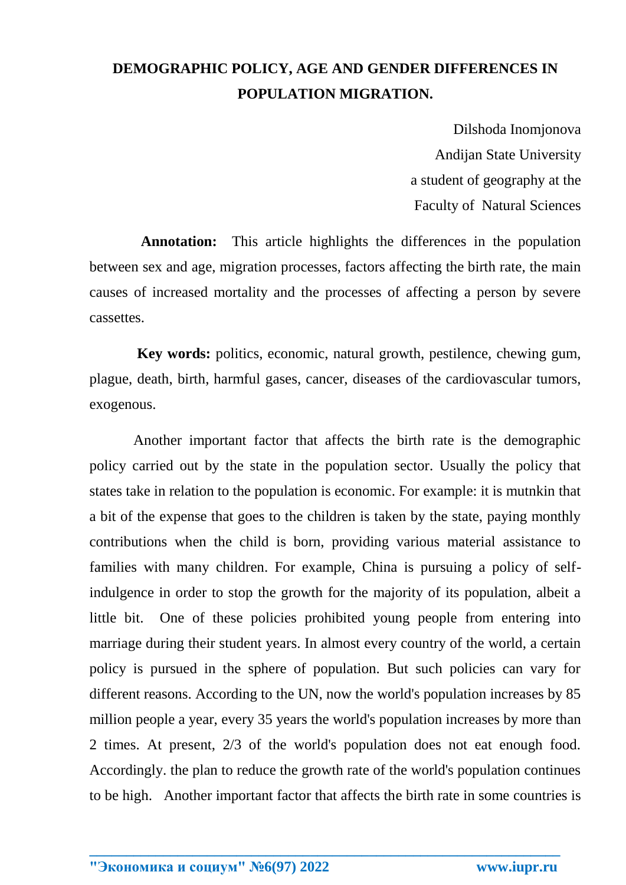# DEMOGRAPHIC POLICY, AGE AND GENDER DIFFERENCES IN POPULATION MIGRATION.

Dilshoda Inomjonova
Andijan State University
a student of geography at the
Faculty of Natural Sciences

**Annotation:** This article highlights the differences in the population between sex and age, migration processes, factors affecting the birth rate, the main causes of increased mortality and the processes of affecting a person by severe cassettes.

**Key words:** politics, economic, natural growth, pestilence, chewing gum, plague, death, birth, harmful gases, cancer, diseases of the cardiovascular tumors, exogenous.

Another important factor that affects the birth rate is the demographic policy carried out by the state in the population sector. Usually the policy that states take in relation to the population is economic. For example: it is mutnkin that a bit of the expense that goes to the children is taken by the state, paying monthly contributions when the child is born, providing various material assistance to families with many children. For example, China is pursuing a policy of self-indulgence in order to stop the growth for the majority of its population, albeit a little bit. One of these policies prohibited young people from entering into marriage during their student years. In almost every country of the world, a certain policy is pursued in the sphere of population. But such policies can vary for different reasons. According to the UN, now the world's population increases by 85 million people a year, every 35 years the world's population increases by more than 2 times. At present, 2/3 of the world's population does not eat enough food. Accordingly. the plan to reduce the growth rate of the world's population continues to be high. Another important factor that affects the birth rate in some countries is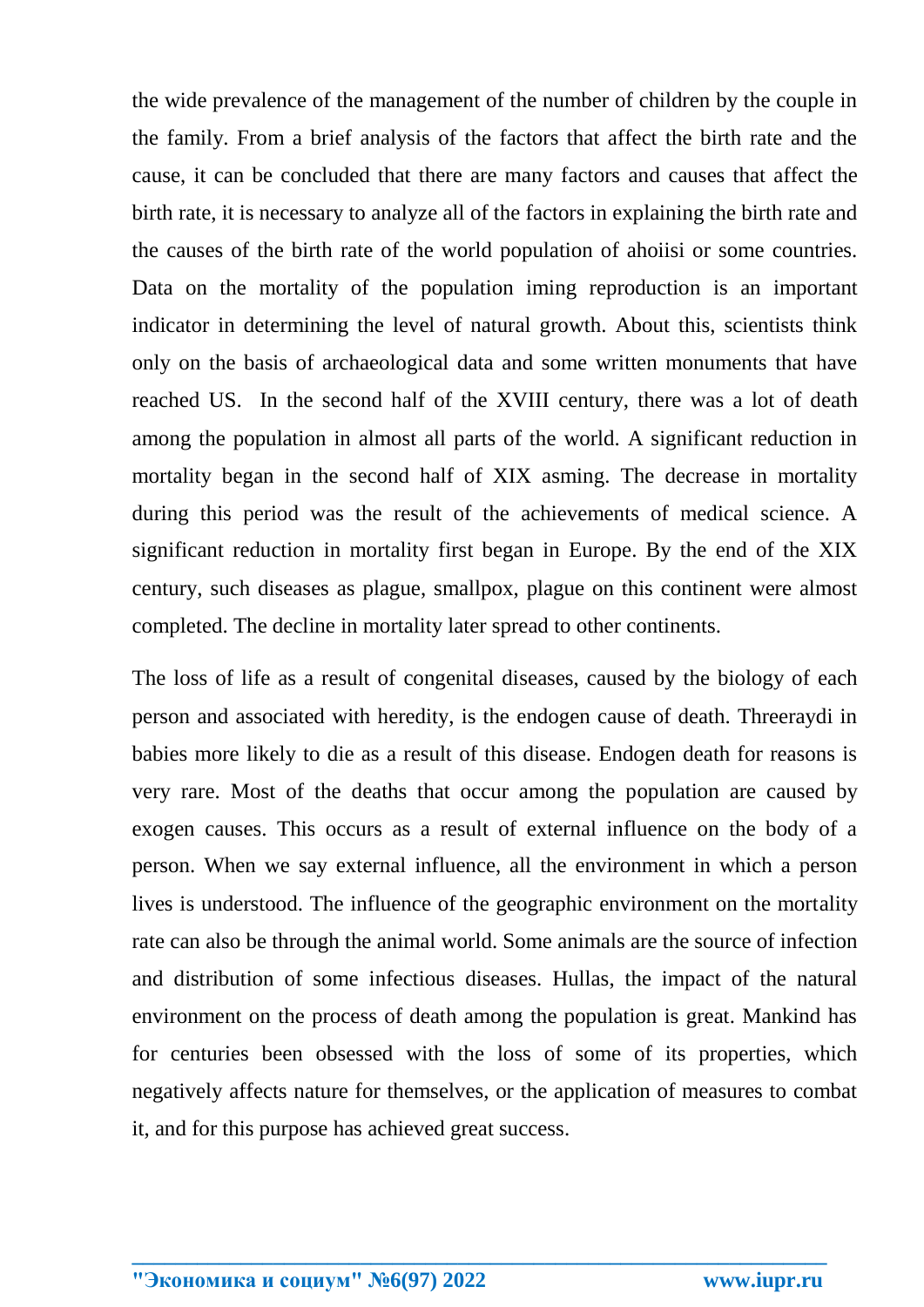the wide prevalence of the management of the number of children by the couple in the family. From a brief analysis of the factors that affect the birth rate and the cause, it can be concluded that there are many factors and causes that affect the birth rate, it is necessary to analyze all of the factors in explaining the birth rate and the causes of the birth rate of the world population of ahoiisi or some countries. Data on the mortality of the population iming reproduction is an important indicator in determining the level of natural growth. About this, scientists think only on the basis of archaeological data and some written monuments that have reached US. In the second half of the XVIII century, there was a lot of death among the population in almost all parts of the world. A significant reduction in mortality began in the second half of XIX asming. The decrease in mortality during this period was the result of the achievements of medical science. A significant reduction in mortality first began in Europe. By the end of the XIX century, such diseases as plague, smallpox, plague on this continent were almost completed. The decline in mortality later spread to other continents.

The loss of life as a result of congenital diseases, caused by the biology of each person and associated with heredity, is the endogen cause of death. Threeraydi in babies more likely to die as a result of this disease. Endogen death for reasons is very rare. Most of the deaths that occur among the population are caused by exogen causes. This occurs as a result of external influence on the body of a person. When we say external influence, all the environment in which a person lives is understood. The influence of the geographic environment on the mortality rate can also be through the animal world. Some animals are the source of infection and distribution of some infectious diseases. Hullas, the impact of the natural environment on the process of death among the population is great. Mankind has for centuries been obsessed with the loss of some of its properties, which negatively affects nature for themselves, or the application of measures to combat it, and for this purpose has achieved great success.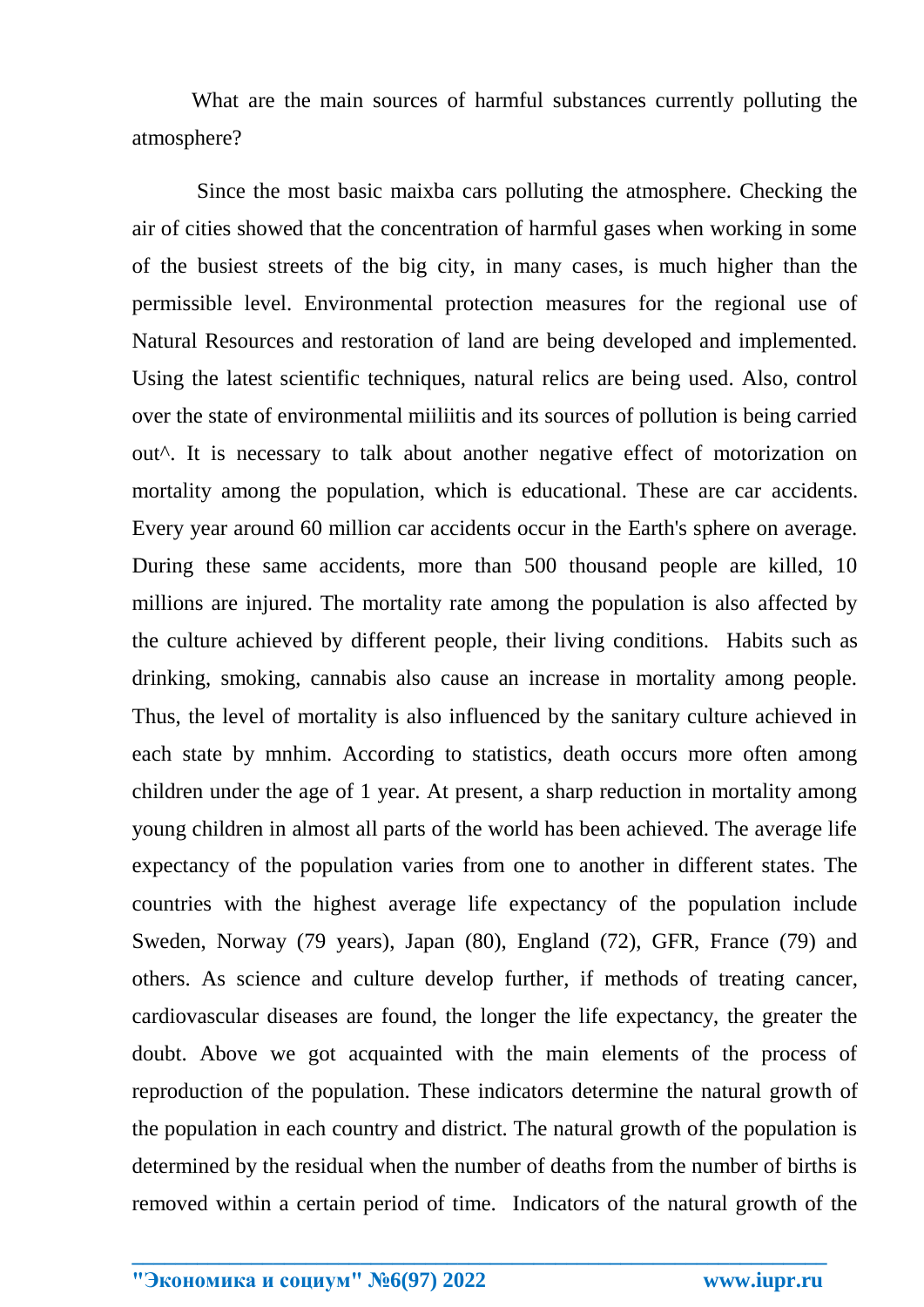What are the main sources of harmful substances currently polluting the atmosphere?

Since the most basic maixba cars polluting the atmosphere. Checking the air of cities showed that the concentration of harmful gases when working in some of the busiest streets of the big city, in many cases, is much higher than the permissible level. Environmental protection measures for the regional use of Natural Resources and restoration of land are being developed and implemented. Using the latest scientific techniques, natural relics are being used. Also, control over the state of environmental miiliitis and its sources of pollution is being carried out^. It is necessary to talk about another negative effect of motorization on mortality among the population, which is educational. These are car accidents. Every year around 60 million car accidents occur in the Earth's sphere on average. During these same accidents, more than 500 thousand people are killed, 10 millions are injured. The mortality rate among the population is also affected by the culture achieved by different people, their living conditions. Habits such as drinking, smoking, cannabis also cause an increase in mortality among people. Thus, the level of mortality is also influenced by the sanitary culture achieved in each state by mnhim. According to statistics, death occurs more often among children under the age of 1 year. At present, a sharp reduction in mortality among young children in almost all parts of the world has been achieved. The average life expectancy of the population varies from one to another in different states. The countries with the highest average life expectancy of the population include Sweden, Norway (79 years), Japan (80), England (72), GFR, France (79) and others. As science and culture develop further, if methods of treating cancer, cardiovascular diseases are found, the longer the life expectancy, the greater the doubt. Above we got acquainted with the main elements of the process of reproduction of the population. These indicators determine the natural growth of the population in each country and district. The natural growth of the population is determined by the residual when the number of deaths from the number of births is removed within a certain period of time. Indicators of the natural growth of the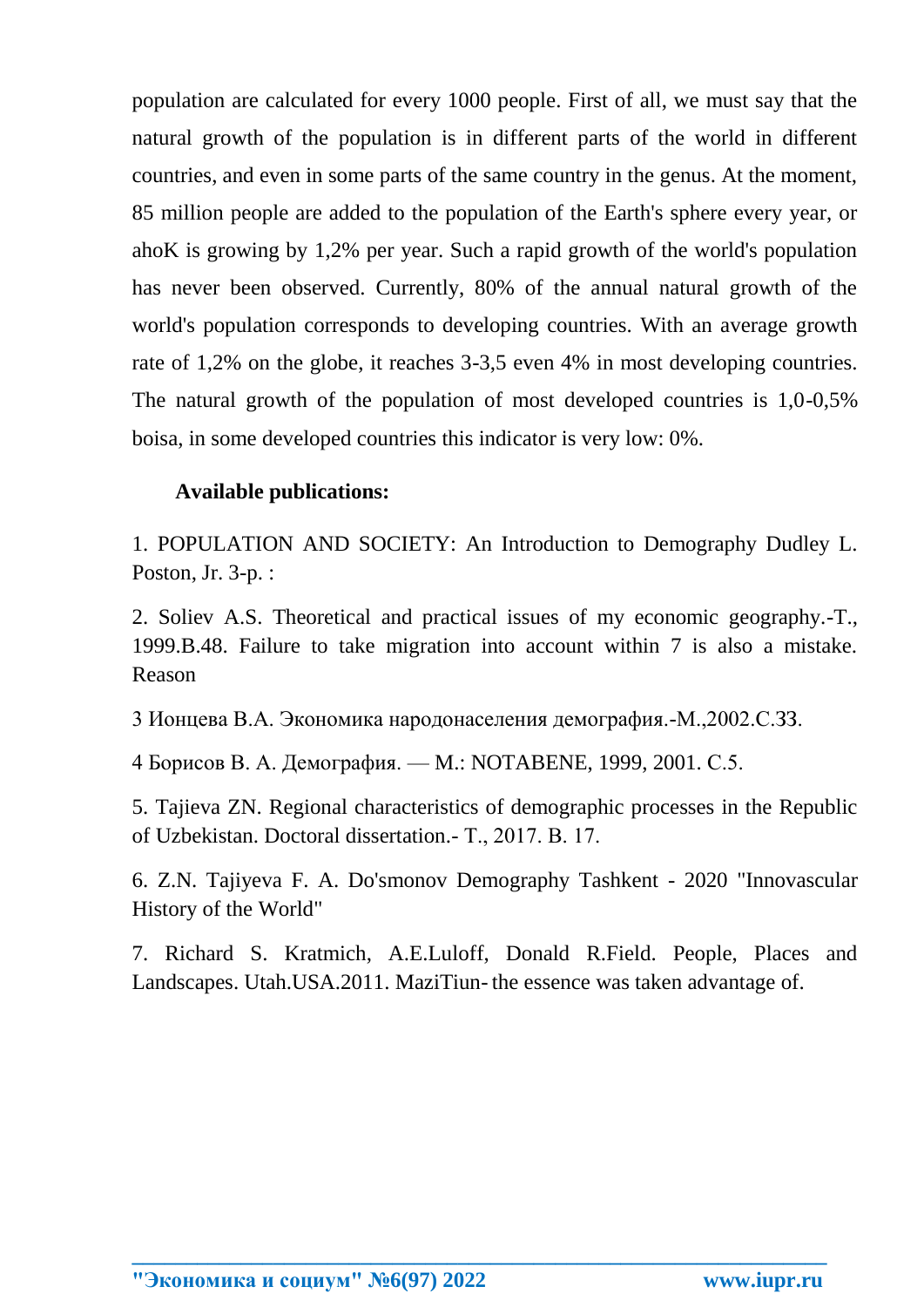population are calculated for every 1000 people. First of all, we must say that the natural growth of the population is in different parts of the world in different countries, and even in some parts of the same country in the genus. At the moment, 85 million people are added to the population of the Earth's sphere every year, or ahoK is growing by 1,2% per year. Such a rapid growth of the world's population has never been observed. Currently, 80% of the annual natural growth of the world's population corresponds to developing countries. With an average growth rate of 1,2% on the globe, it reaches 3-3,5 even 4% in most developing countries. The natural growth of the population of most developed countries is 1,0-0,5% boisa, in some developed countries this indicator is very low: 0%.

**Available publications:**

1. POPULATION AND SOCIETY: An Introduction to Demography Dudley L. Poston, Jr. 3-p. :

2. Soliev A.S. Theoretical and practical issues of my economic geography.-T., 1999.B.48. Failure to take migration into account within 7 is also a mistake. Reason

3 Ионцева В.А. Экономика народонаселения демография.-М.,2002.С.33.

4 Борисов В. А. Демография. — М.: NOTABENE, 1999, 2001. С.5.

5. Tajieva ZN. Regional characteristics of demographic processes in the Republic of Uzbekistan. Doctoral dissertation.- T., 2017. B. 17.

6. Z.N. Tajiyeva F. A. Do'smonov Demography Tashkent - 2020 "Innovascular History of the World"

7. Richard S. Kratmich, A.E.Luloff, Donald R.Field. People, Places and Landscapes. Utah.USA.2011. MaziTiun- the essence was taken advantage of.